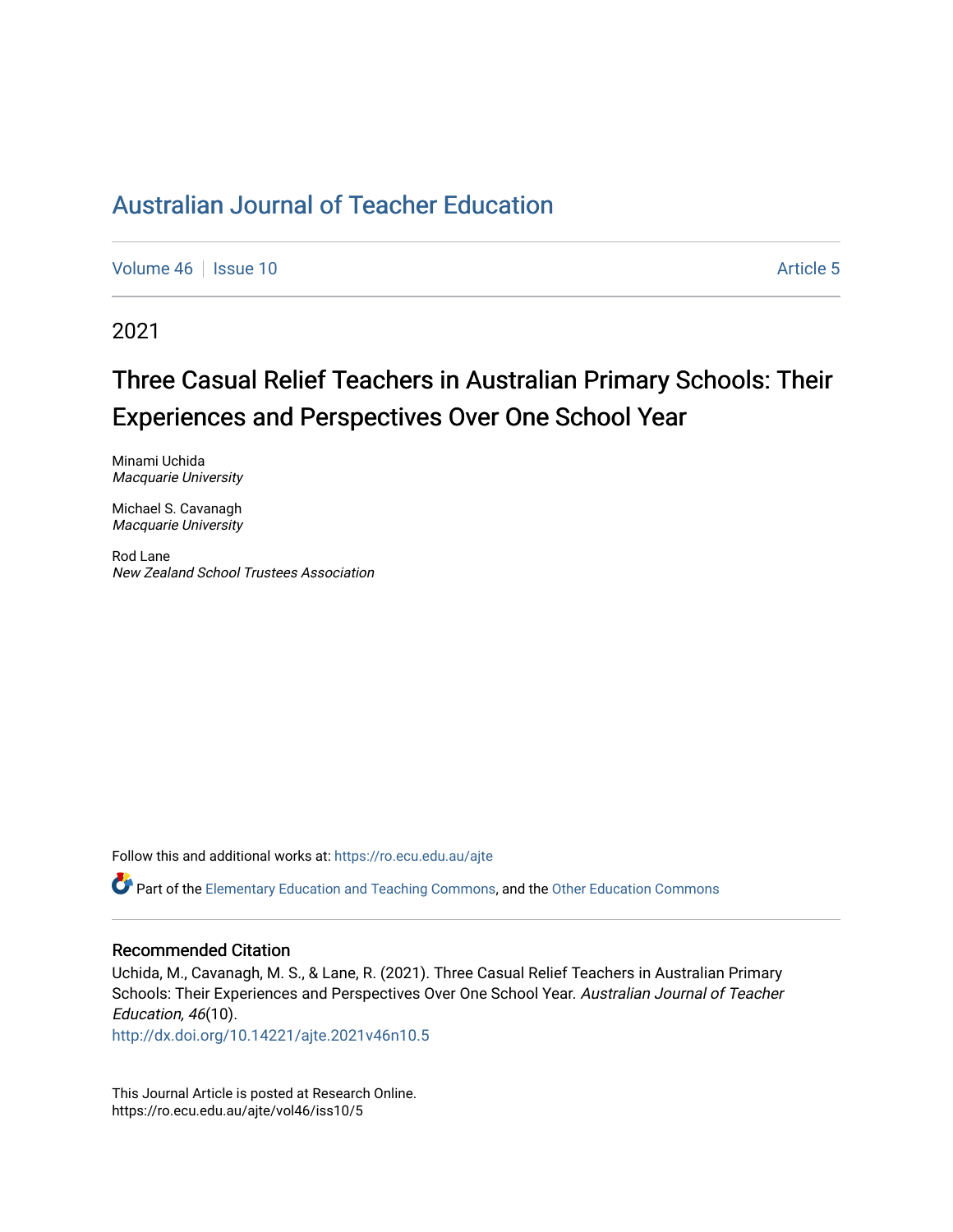# Australian Journal of Teacher Education

Volume 46 | Issue 10 Article 5

2021

## Three Casual Relief Teachers in Australian Primary Schools: Their Experiences and Perspectives Over One School Year

Minami Uchida
*Macquarie University*

Michael S. Cavanagh
*Macquarie University*

Rod Lane
*New Zealand School Trustees Association*

Follow this and additional works at: https://ro.ecu.edu.au/ajte

Part of the Elementary Education and Teaching Commons, and the Other Education Commons

### Recommended Citation

Uchida, M., Cavanagh, M. S., & Lane, R. (2021). Three Casual Relief Teachers in Australian Primary Schools: Their Experiences and Perspectives Over One School Year. *Australian Journal of Teacher Education, 46*(10).
http://dx.doi.org/10.14221/ajte.2021v46n10.5

This Journal Article is posted at Research Online.
https://ro.ecu.edu.au/ajte/vol46/iss10/5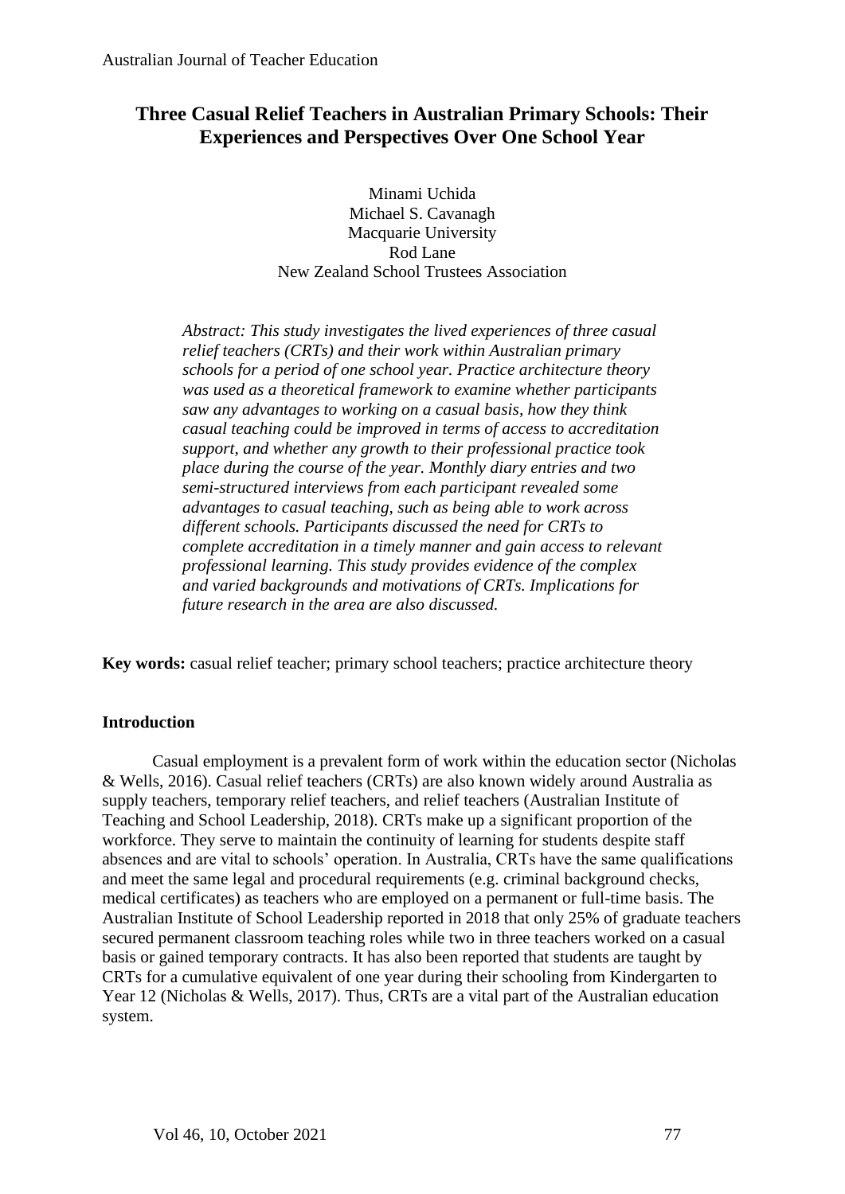# Three Casual Relief Teachers in Australian Primary Schools: Their Experiences and Perspectives Over One School Year

Minami Uchida
Michael S. Cavanagh
Macquarie University
Rod Lane
New Zealand School Trustees Association

*Abstract: This study investigates the lived experiences of three casual relief teachers (CRTs) and their work within Australian primary schools for a period of one school year. Practice architecture theory was used as a theoretical framework to examine whether participants saw any advantages to working on a casual basis, how they think casual teaching could be improved in terms of access to accreditation support, and whether any growth to their professional practice took place during the course of the year. Monthly diary entries and two semi-structured interviews from each participant revealed some advantages to casual teaching, such as being able to work across different schools. Participants discussed the need for CRTs to complete accreditation in a timely manner and gain access to relevant professional learning. This study provides evidence of the complex and varied backgrounds and motivations of CRTs. Implications for future research in the area are also discussed.*

**Key words:** casual relief teacher; primary school teachers; practice architecture theory

## Introduction

Casual employment is a prevalent form of work within the education sector (Nicholas & Wells, 2016). Casual relief teachers (CRTs) are also known widely around Australia as supply teachers, temporary relief teachers, and relief teachers (Australian Institute of Teaching and School Leadership, 2018). CRTs make up a significant proportion of the workforce. They serve to maintain the continuity of learning for students despite staff absences and are vital to schools' operation. In Australia, CRTs have the same qualifications and meet the same legal and procedural requirements (e.g. criminal background checks, medical certificates) as teachers who are employed on a permanent or full-time basis. The Australian Institute of School Leadership reported in 2018 that only 25% of graduate teachers secured permanent classroom teaching roles while two in three teachers worked on a casual basis or gained temporary contracts. It has also been reported that students are taught by CRTs for a cumulative equivalent of one year during their schooling from Kindergarten to Year 12 (Nicholas & Wells, 2017). Thus, CRTs are a vital part of the Australian education system.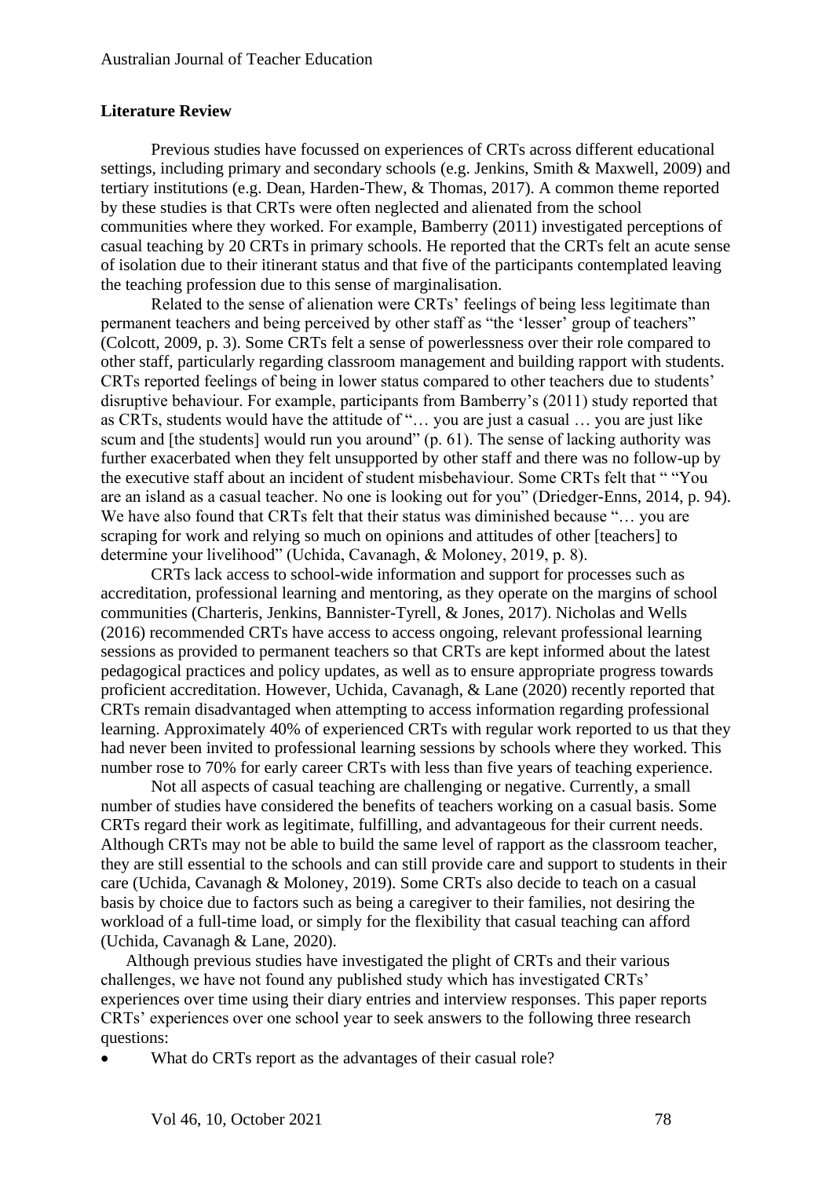## Literature Review

Previous studies have focussed on experiences of CRTs across different educational settings, including primary and secondary schools (e.g. Jenkins, Smith & Maxwell, 2009) and tertiary institutions (e.g. Dean, Harden-Thew, & Thomas, 2017). A common theme reported by these studies is that CRTs were often neglected and alienated from the school communities where they worked. For example, Bamberry (2011) investigated perceptions of casual teaching by 20 CRTs in primary schools. He reported that the CRTs felt an acute sense of isolation due to their itinerant status and that five of the participants contemplated leaving the teaching profession due to this sense of marginalisation.

Related to the sense of alienation were CRTs' feelings of being less legitimate than permanent teachers and being perceived by other staff as "the 'lesser' group of teachers" (Colcott, 2009, p. 3). Some CRTs felt a sense of powerlessness over their role compared to other staff, particularly regarding classroom management and building rapport with students. CRTs reported feelings of being in lower status compared to other teachers due to students' disruptive behaviour. For example, participants from Bamberry's (2011) study reported that as CRTs, students would have the attitude of "… you are just a casual … you are just like scum and [the students] would run you around" (p. 61). The sense of lacking authority was further exacerbated when they felt unsupported by other staff and there was no follow-up by the executive staff about an incident of student misbehaviour. Some CRTs felt that " "You are an island as a casual teacher. No one is looking out for you" (Driedger-Enns, 2014, p. 94). We have also found that CRTs felt that their status was diminished because "… you are scraping for work and relying so much on opinions and attitudes of other [teachers] to determine your livelihood" (Uchida, Cavanagh, & Moloney, 2019, p. 8).

CRTs lack access to school-wide information and support for processes such as accreditation, professional learning and mentoring, as they operate on the margins of school communities (Charteris, Jenkins, Bannister-Tyrell, & Jones, 2017). Nicholas and Wells (2016) recommended CRTs have access to access ongoing, relevant professional learning sessions as provided to permanent teachers so that CRTs are kept informed about the latest pedagogical practices and policy updates, as well as to ensure appropriate progress towards proficient accreditation. However, Uchida, Cavanagh, & Lane (2020) recently reported that CRTs remain disadvantaged when attempting to access information regarding professional learning. Approximately 40% of experienced CRTs with regular work reported to us that they had never been invited to professional learning sessions by schools where they worked. This number rose to 70% for early career CRTs with less than five years of teaching experience.

Not all aspects of casual teaching are challenging or negative. Currently, a small number of studies have considered the benefits of teachers working on a casual basis. Some CRTs regard their work as legitimate, fulfilling, and advantageous for their current needs. Although CRTs may not be able to build the same level of rapport as the classroom teacher, they are still essential to the schools and can still provide care and support to students in their care (Uchida, Cavanagh & Moloney, 2019). Some CRTs also decide to teach on a casual basis by choice due to factors such as being a caregiver to their families, not desiring the workload of a full-time load, or simply for the flexibility that casual teaching can afford (Uchida, Cavanagh & Lane, 2020).

Although previous studies have investigated the plight of CRTs and their various challenges, we have not found any published study which has investigated CRTs' experiences over time using their diary entries and interview responses. This paper reports CRTs' experiences over one school year to seek answers to the following three research questions:

- What do CRTs report as the advantages of their casual role?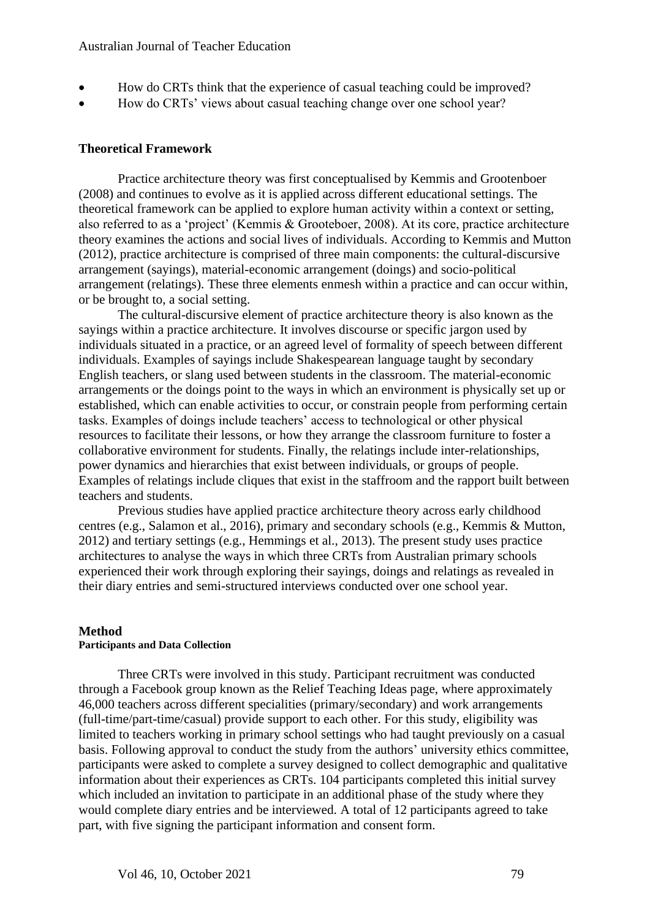- How do CRTs think that the experience of casual teaching could be improved?
- How do CRTs' views about casual teaching change over one school year?

## Theoretical Framework

Practice architecture theory was first conceptualised by Kemmis and Grootenboer (2008) and continues to evolve as it is applied across different educational settings. The theoretical framework can be applied to explore human activity within a context or setting, also referred to as a 'project' (Kemmis & Grooteboer, 2008). At its core, practice architecture theory examines the actions and social lives of individuals. According to Kemmis and Mutton (2012), practice architecture is comprised of three main components: the cultural-discursive arrangement (sayings), material-economic arrangement (doings) and socio-political arrangement (relatings). These three elements enmesh within a practice and can occur within, or be brought to, a social setting.

The cultural-discursive element of practice architecture theory is also known as the sayings within a practice architecture. It involves discourse or specific jargon used by individuals situated in a practice, or an agreed level of formality of speech between different individuals. Examples of sayings include Shakespearean language taught by secondary English teachers, or slang used between students in the classroom. The material-economic arrangements or the doings point to the ways in which an environment is physically set up or established, which can enable activities to occur, or constrain people from performing certain tasks. Examples of doings include teachers' access to technological or other physical resources to facilitate their lessons, or how they arrange the classroom furniture to foster a collaborative environment for students. Finally, the relatings include inter-relationships, power dynamics and hierarchies that exist between individuals, or groups of people. Examples of relatings include cliques that exist in the staffroom and the rapport built between teachers and students.

Previous studies have applied practice architecture theory across early childhood centres (e.g., Salamon et al., 2016), primary and secondary schools (e.g., Kemmis & Mutton, 2012) and tertiary settings (e.g., Hemmings et al., 2013). The present study uses practice architectures to analyse the ways in which three CRTs from Australian primary schools experienced their work through exploring their sayings, doings and relatings as revealed in their diary entries and semi-structured interviews conducted over one school year.

## Method

### Participants and Data Collection

Three CRTs were involved in this study. Participant recruitment was conducted through a Facebook group known as the Relief Teaching Ideas page, where approximately 46,000 teachers across different specialities (primary/secondary) and work arrangements (full-time/part-time/casual) provide support to each other. For this study, eligibility was limited to teachers working in primary school settings who had taught previously on a casual basis. Following approval to conduct the study from the authors' university ethics committee, participants were asked to complete a survey designed to collect demographic and qualitative information about their experiences as CRTs. 104 participants completed this initial survey which included an invitation to participate in an additional phase of the study where they would complete diary entries and be interviewed. A total of 12 participants agreed to take part, with five signing the participant information and consent form.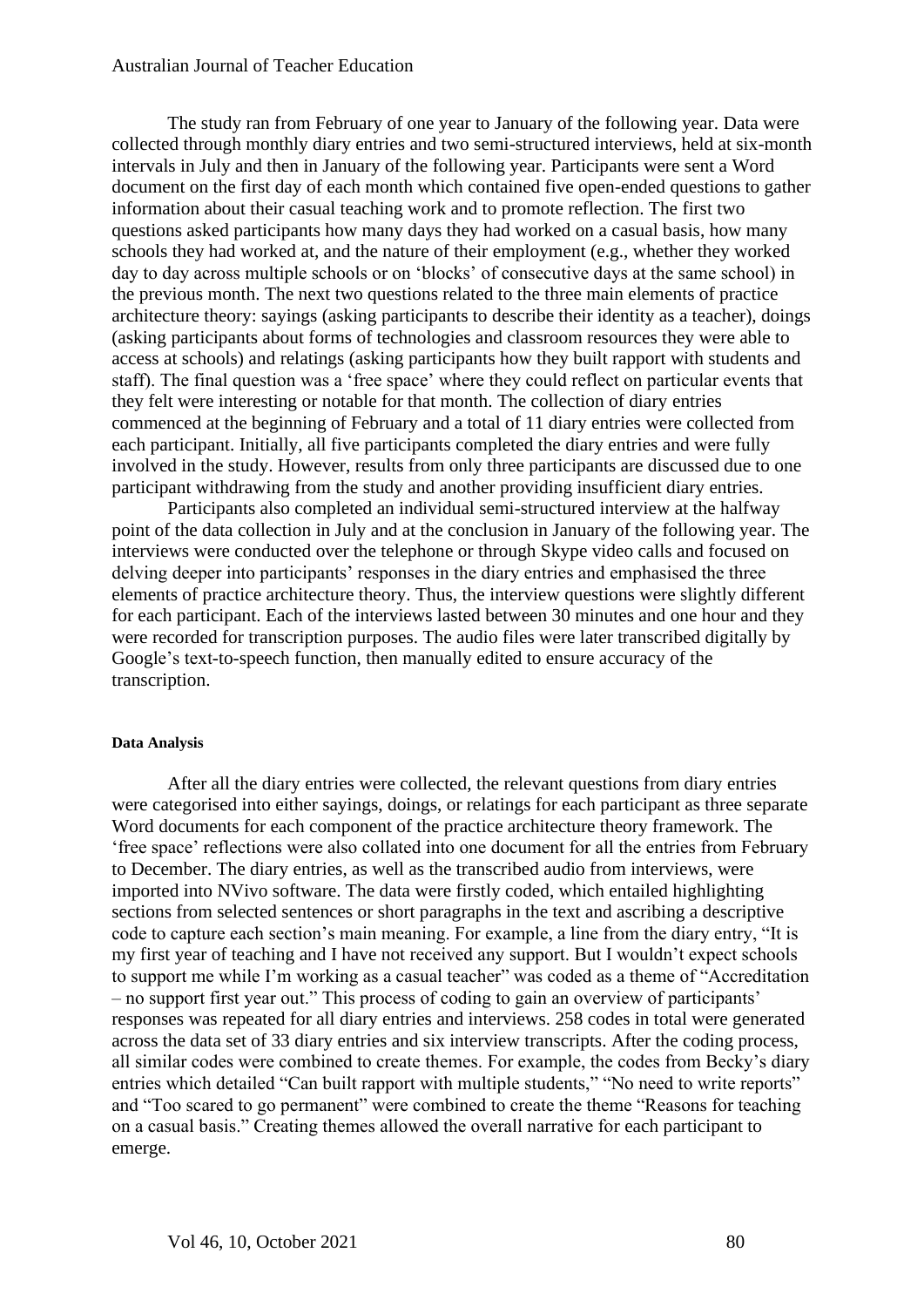The study ran from February of one year to January of the following year. Data were collected through monthly diary entries and two semi-structured interviews, held at six-month intervals in July and then in January of the following year. Participants were sent a Word document on the first day of each month which contained five open-ended questions to gather information about their casual teaching work and to promote reflection. The first two questions asked participants how many days they had worked on a casual basis, how many schools they had worked at, and the nature of their employment (e.g., whether they worked day to day across multiple schools or on 'blocks' of consecutive days at the same school) in the previous month. The next two questions related to the three main elements of practice architecture theory: sayings (asking participants to describe their identity as a teacher), doings (asking participants about forms of technologies and classroom resources they were able to access at schools) and relatings (asking participants how they built rapport with students and staff). The final question was a 'free space' where they could reflect on particular events that they felt were interesting or notable for that month. The collection of diary entries commenced at the beginning of February and a total of 11 diary entries were collected from each participant. Initially, all five participants completed the diary entries and were fully involved in the study. However, results from only three participants are discussed due to one participant withdrawing from the study and another providing insufficient diary entries.

Participants also completed an individual semi-structured interview at the halfway point of the data collection in July and at the conclusion in January of the following year. The interviews were conducted over the telephone or through Skype video calls and focused on delving deeper into participants' responses in the diary entries and emphasised the three elements of practice architecture theory. Thus, the interview questions were slightly different for each participant. Each of the interviews lasted between 30 minutes and one hour and they were recorded for transcription purposes. The audio files were later transcribed digitally by Google's text-to-speech function, then manually edited to ensure accuracy of the transcription.

#### Data Analysis

After all the diary entries were collected, the relevant questions from diary entries were categorised into either sayings, doings, or relatings for each participant as three separate Word documents for each component of the practice architecture theory framework. The 'free space' reflections were also collated into one document for all the entries from February to December. The diary entries, as well as the transcribed audio from interviews, were imported into NVivo software. The data were firstly coded, which entailed highlighting sections from selected sentences or short paragraphs in the text and ascribing a descriptive code to capture each section's main meaning. For example, a line from the diary entry, "It is my first year of teaching and I have not received any support. But I wouldn't expect schools to support me while I'm working as a casual teacher" was coded as a theme of "Accreditation – no support first year out." This process of coding to gain an overview of participants' responses was repeated for all diary entries and interviews. 258 codes in total were generated across the data set of 33 diary entries and six interview transcripts. After the coding process, all similar codes were combined to create themes. For example, the codes from Becky's diary entries which detailed "Can built rapport with multiple students," "No need to write reports" and "Too scared to go permanent" were combined to create the theme "Reasons for teaching on a casual basis." Creating themes allowed the overall narrative for each participant to emerge.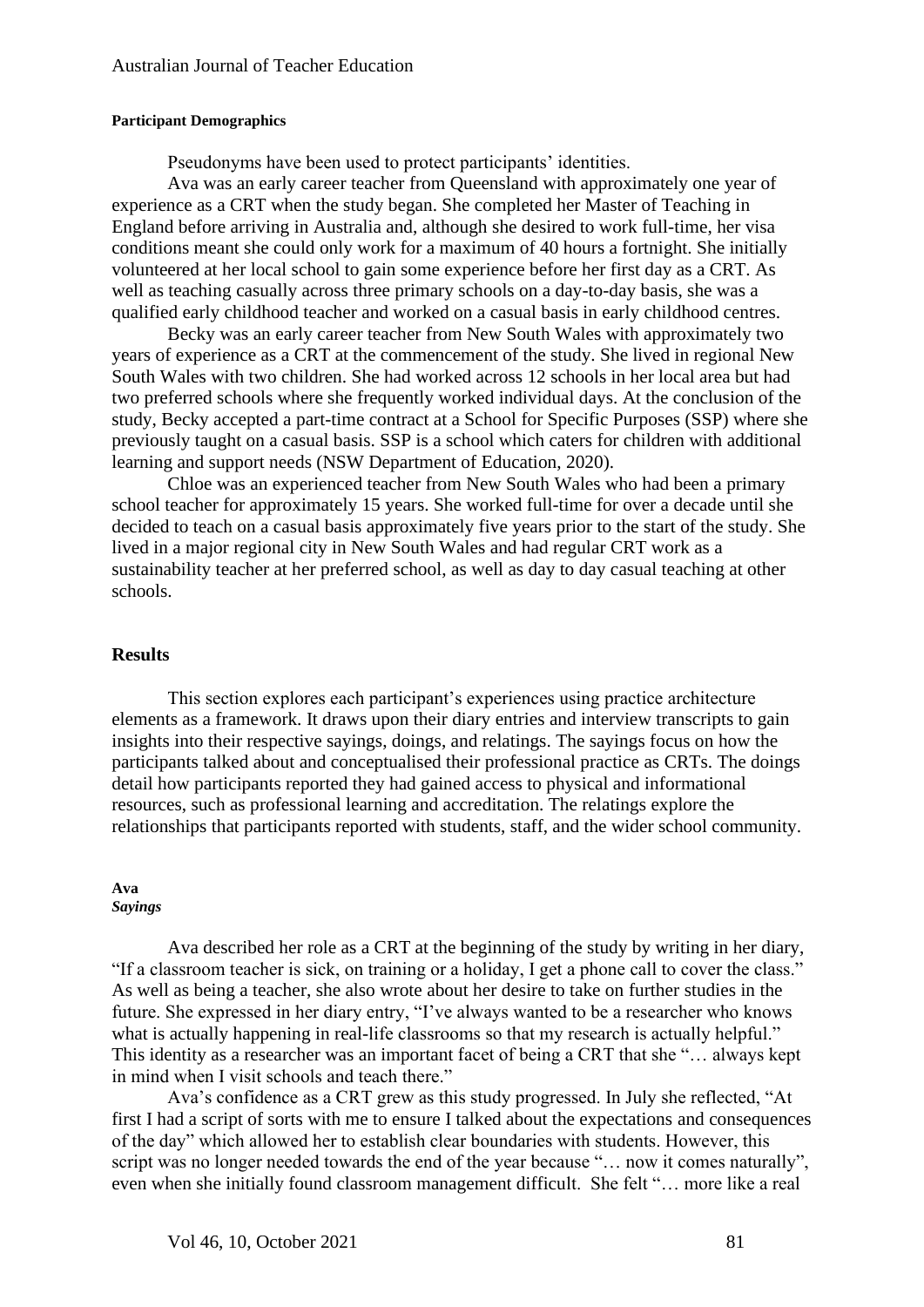#### Participant Demographics

Pseudonyms have been used to protect participants' identities.

Ava was an early career teacher from Queensland with approximately one year of experience as a CRT when the study began. She completed her Master of Teaching in England before arriving in Australia and, although she desired to work full-time, her visa conditions meant she could only work for a maximum of 40 hours a fortnight. She initially volunteered at her local school to gain some experience before her first day as a CRT. As well as teaching casually across three primary schools on a day-to-day basis, she was a qualified early childhood teacher and worked on a casual basis in early childhood centres.

Becky was an early career teacher from New South Wales with approximately two years of experience as a CRT at the commencement of the study. She lived in regional New South Wales with two children. She had worked across 12 schools in her local area but had two preferred schools where she frequently worked individual days. At the conclusion of the study, Becky accepted a part-time contract at a School for Specific Purposes (SSP) where she previously taught on a casual basis. SSP is a school which caters for children with additional learning and support needs (NSW Department of Education, 2020).

Chloe was an experienced teacher from New South Wales who had been a primary school teacher for approximately 15 years. She worked full-time for over a decade until she decided to teach on a casual basis approximately five years prior to the start of the study. She lived in a major regional city in New South Wales and had regular CRT work as a sustainability teacher at her preferred school, as well as day to day casual teaching at other schools.

## Results

This section explores each participant's experiences using practice architecture elements as a framework. It draws upon their diary entries and interview transcripts to gain insights into their respective sayings, doings, and relatings. The sayings focus on how the participants talked about and conceptualised their professional practice as CRTs. The doings detail how participants reported they had gained access to physical and informational resources, such as professional learning and accreditation. The relatings explore the relationships that participants reported with students, staff, and the wider school community.

#### Ava

##### *Sayings*

Ava described her role as a CRT at the beginning of the study by writing in her diary, "If a classroom teacher is sick, on training or a holiday, I get a phone call to cover the class." As well as being a teacher, she also wrote about her desire to take on further studies in the future. She expressed in her diary entry, "I've always wanted to be a researcher who knows what is actually happening in real-life classrooms so that my research is actually helpful." This identity as a researcher was an important facet of being a CRT that she "… always kept in mind when I visit schools and teach there."

Ava's confidence as a CRT grew as this study progressed. In July she reflected, "At first I had a script of sorts with me to ensure I talked about the expectations and consequences of the day" which allowed her to establish clear boundaries with students. However, this script was no longer needed towards the end of the year because "… now it comes naturally", even when she initially found classroom management difficult. She felt "… more like a real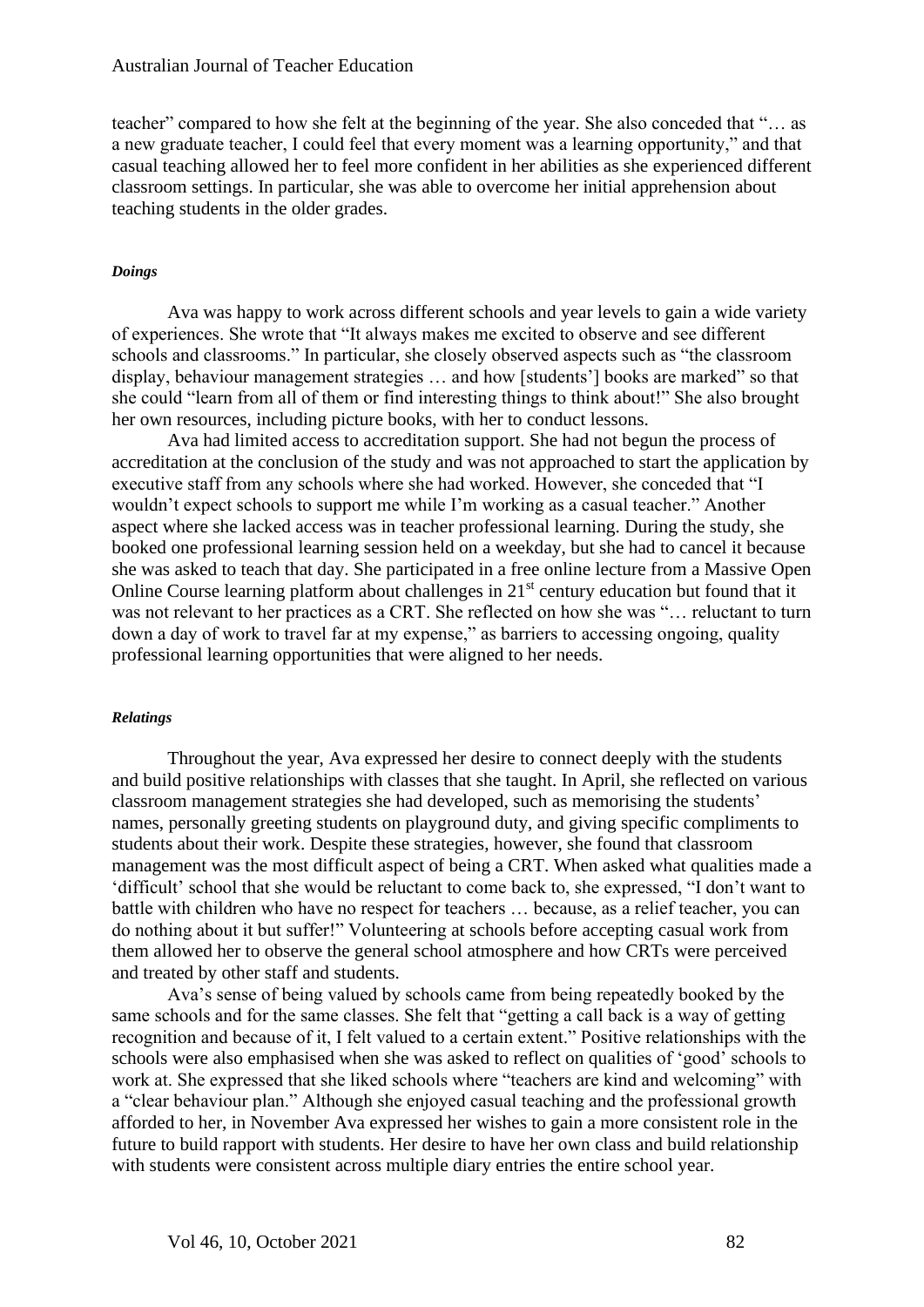teacher" compared to how she felt at the beginning of the year. She also conceded that "… as a new graduate teacher, I could feel that every moment was a learning opportunity," and that casual teaching allowed her to feel more confident in her abilities as she experienced different classroom settings. In particular, she was able to overcome her initial apprehension about teaching students in the older grades.

#### *Doings*

Ava was happy to work across different schools and year levels to gain a wide variety of experiences. She wrote that "It always makes me excited to observe and see different schools and classrooms." In particular, she closely observed aspects such as "the classroom display, behaviour management strategies … and how [students'] books are marked" so that she could "learn from all of them or find interesting things to think about!" She also brought her own resources, including picture books, with her to conduct lessons.

Ava had limited access to accreditation support. She had not begun the process of accreditation at the conclusion of the study and was not approached to start the application by executive staff from any schools where she had worked. However, she conceded that "I wouldn't expect schools to support me while I'm working as a casual teacher." Another aspect where she lacked access was in teacher professional learning. During the study, she booked one professional learning session held on a weekday, but she had to cancel it because she was asked to teach that day. She participated in a free online lecture from a Massive Open Online Course learning platform about challenges in 21st century education but found that it was not relevant to her practices as a CRT. She reflected on how she was "… reluctant to turn down a day of work to travel far at my expense," as barriers to accessing ongoing, quality professional learning opportunities that were aligned to her needs.

#### *Relatings*

Throughout the year, Ava expressed her desire to connect deeply with the students and build positive relationships with classes that she taught. In April, she reflected on various classroom management strategies she had developed, such as memorising the students' names, personally greeting students on playground duty, and giving specific compliments to students about their work. Despite these strategies, however, she found that classroom management was the most difficult aspect of being a CRT. When asked what qualities made a 'difficult' school that she would be reluctant to come back to, she expressed, "I don't want to battle with children who have no respect for teachers … because, as a relief teacher, you can do nothing about it but suffer!" Volunteering at schools before accepting casual work from them allowed her to observe the general school atmosphere and how CRTs were perceived and treated by other staff and students.

Ava's sense of being valued by schools came from being repeatedly booked by the same schools and for the same classes. She felt that "getting a call back is a way of getting recognition and because of it, I felt valued to a certain extent." Positive relationships with the schools were also emphasised when she was asked to reflect on qualities of 'good' schools to work at. She expressed that she liked schools where "teachers are kind and welcoming" with a "clear behaviour plan." Although she enjoyed casual teaching and the professional growth afforded to her, in November Ava expressed her wishes to gain a more consistent role in the future to build rapport with students. Her desire to have her own class and build relationship with students were consistent across multiple diary entries the entire school year.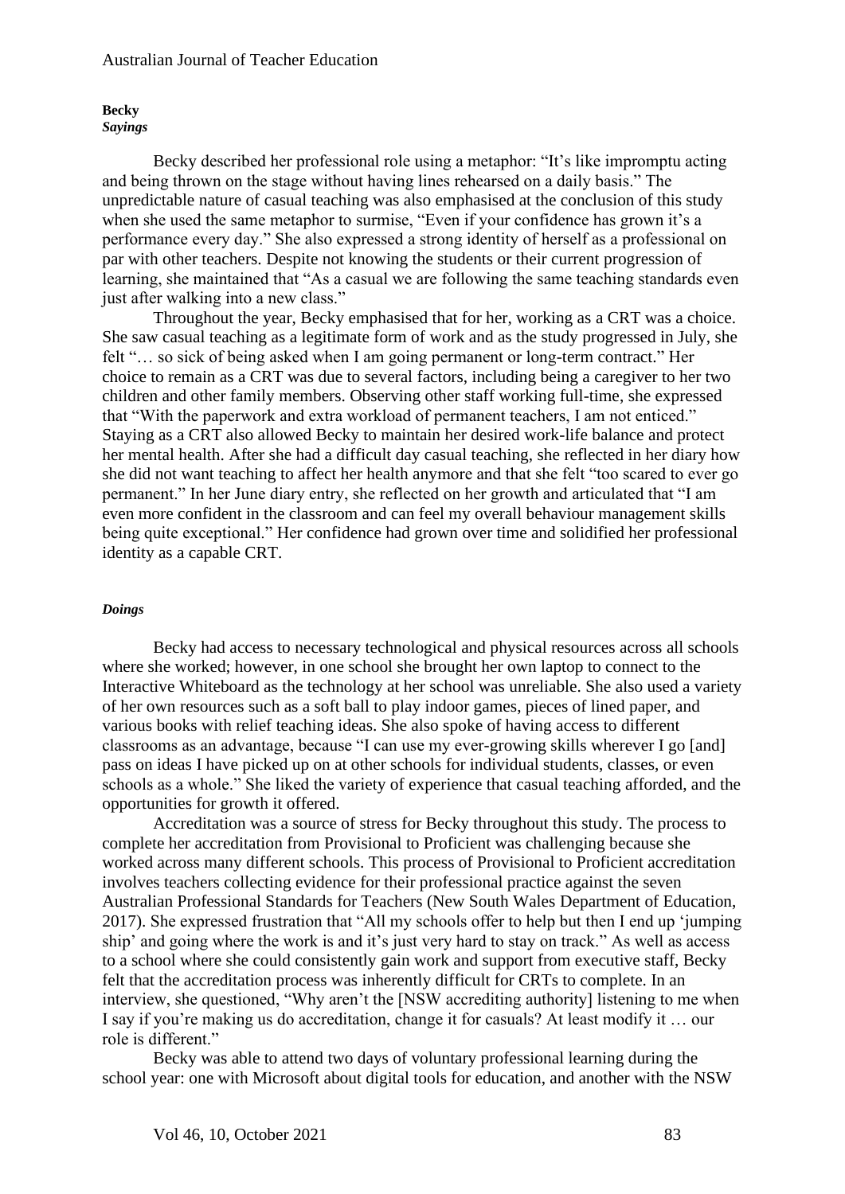**Becky**

***Sayings***

Becky described her professional role using a metaphor: "It's like impromptu acting and being thrown on the stage without having lines rehearsed on a daily basis." The unpredictable nature of casual teaching was also emphasised at the conclusion of this study when she used the same metaphor to surmise, "Even if your confidence has grown it's a performance every day." She also expressed a strong identity of herself as a professional on par with other teachers. Despite not knowing the students or their current progression of learning, she maintained that "As a casual we are following the same teaching standards even just after walking into a new class."

Throughout the year, Becky emphasised that for her, working as a CRT was a choice. She saw casual teaching as a legitimate form of work and as the study progressed in July, she felt "… so sick of being asked when I am going permanent or long-term contract." Her choice to remain as a CRT was due to several factors, including being a caregiver to her two children and other family members. Observing other staff working full-time, she expressed that "With the paperwork and extra workload of permanent teachers, I am not enticed." Staying as a CRT also allowed Becky to maintain her desired work-life balance and protect her mental health. After she had a difficult day casual teaching, she reflected in her diary how she did not want teaching to affect her health anymore and that she felt "too scared to ever go permanent." In her June diary entry, she reflected on her growth and articulated that "I am even more confident in the classroom and can feel my overall behaviour management skills being quite exceptional." Her confidence had grown over time and solidified her professional identity as a capable CRT.

***Doings***

Becky had access to necessary technological and physical resources across all schools where she worked; however, in one school she brought her own laptop to connect to the Interactive Whiteboard as the technology at her school was unreliable. She also used a variety of her own resources such as a soft ball to play indoor games, pieces of lined paper, and various books with relief teaching ideas. She also spoke of having access to different classrooms as an advantage, because "I can use my ever-growing skills wherever I go [and] pass on ideas I have picked up on at other schools for individual students, classes, or even schools as a whole." She liked the variety of experience that casual teaching afforded, and the opportunities for growth it offered.

Accreditation was a source of stress for Becky throughout this study. The process to complete her accreditation from Provisional to Proficient was challenging because she worked across many different schools. This process of Provisional to Proficient accreditation involves teachers collecting evidence for their professional practice against the seven Australian Professional Standards for Teachers (New South Wales Department of Education, 2017). She expressed frustration that "All my schools offer to help but then I end up 'jumping ship' and going where the work is and it's just very hard to stay on track." As well as access to a school where she could consistently gain work and support from executive staff, Becky felt that the accreditation process was inherently difficult for CRTs to complete. In an interview, she questioned, "Why aren't the [NSW accrediting authority] listening to me when I say if you're making us do accreditation, change it for casuals? At least modify it … our role is different."

Becky was able to attend two days of voluntary professional learning during the school year: one with Microsoft about digital tools for education, and another with the NSW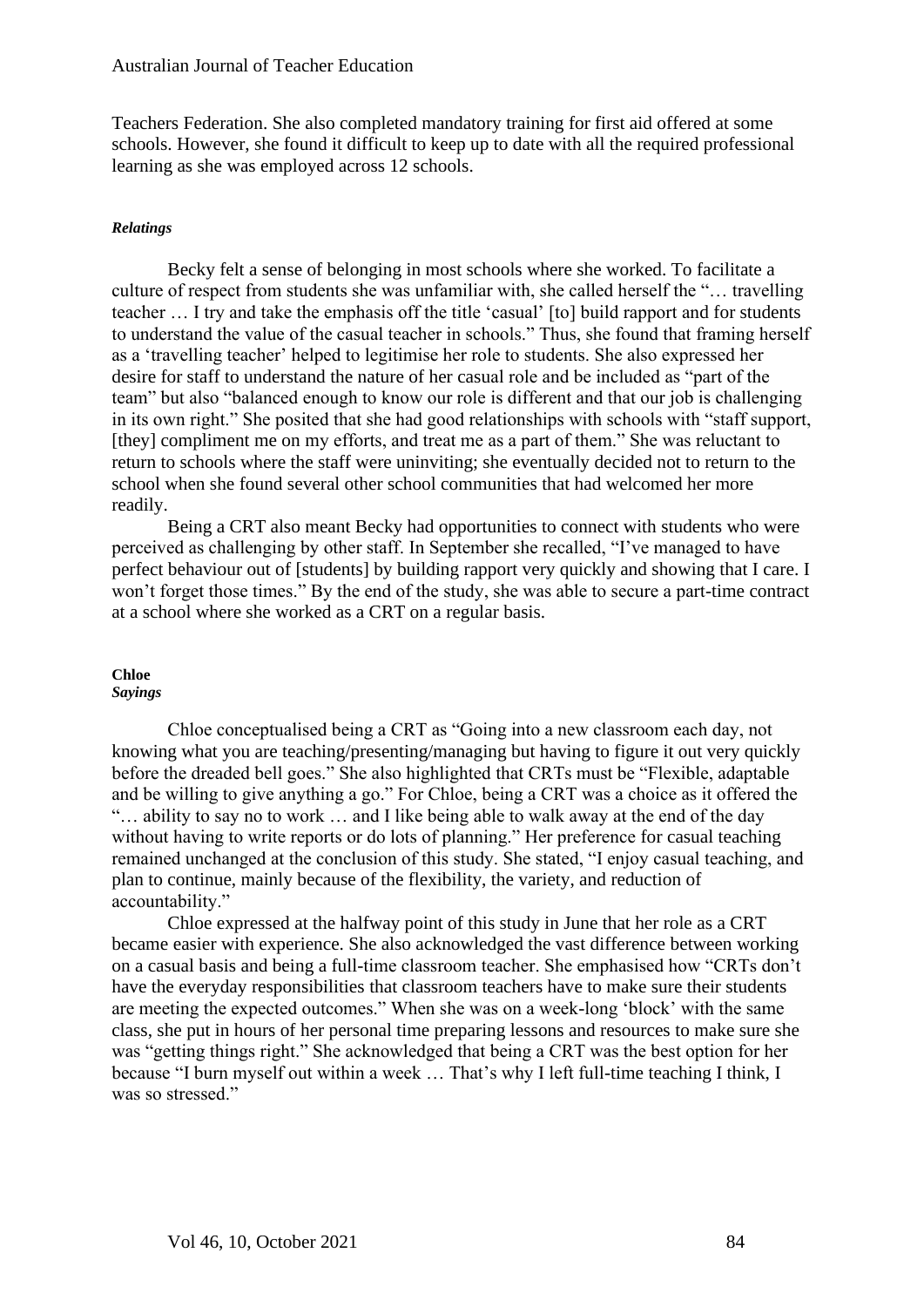Teachers Federation. She also completed mandatory training for first aid offered at some schools. However, she found it difficult to keep up to date with all the required professional learning as she was employed across 12 schools.

#### *Relatings*

Becky felt a sense of belonging in most schools where she worked. To facilitate a culture of respect from students she was unfamiliar with, she called herself the "… travelling teacher … I try and take the emphasis off the title 'casual' [to] build rapport and for students to understand the value of the casual teacher in schools." Thus, she found that framing herself as a 'travelling teacher' helped to legitimise her role to students. She also expressed her desire for staff to understand the nature of her casual role and be included as "part of the team" but also "balanced enough to know our role is different and that our job is challenging in its own right." She posited that she had good relationships with schools with "staff support, [they] compliment me on my efforts, and treat me as a part of them." She was reluctant to return to schools where the staff were uninviting; she eventually decided not to return to the school when she found several other school communities that had welcomed her more readily.

Being a CRT also meant Becky had opportunities to connect with students who were perceived as challenging by other staff. In September she recalled, "I've managed to have perfect behaviour out of [students] by building rapport very quickly and showing that I care. I won't forget those times." By the end of the study, she was able to secure a part-time contract at a school where she worked as a CRT on a regular basis.

### Chloe

#### *Sayings*

Chloe conceptualised being a CRT as "Going into a new classroom each day, not knowing what you are teaching/presenting/managing but having to figure it out very quickly before the dreaded bell goes." She also highlighted that CRTs must be "Flexible, adaptable and be willing to give anything a go." For Chloe, being a CRT was a choice as it offered the "… ability to say no to work … and I like being able to walk away at the end of the day without having to write reports or do lots of planning." Her preference for casual teaching remained unchanged at the conclusion of this study. She stated, "I enjoy casual teaching, and plan to continue, mainly because of the flexibility, the variety, and reduction of accountability."

Chloe expressed at the halfway point of this study in June that her role as a CRT became easier with experience. She also acknowledged the vast difference between working on a casual basis and being a full-time classroom teacher. She emphasised how "CRTs don't have the everyday responsibilities that classroom teachers have to make sure their students are meeting the expected outcomes." When she was on a week-long 'block' with the same class, she put in hours of her personal time preparing lessons and resources to make sure she was "getting things right." She acknowledged that being a CRT was the best option for her because "I burn myself out within a week … That's why I left full-time teaching I think, I was so stressed."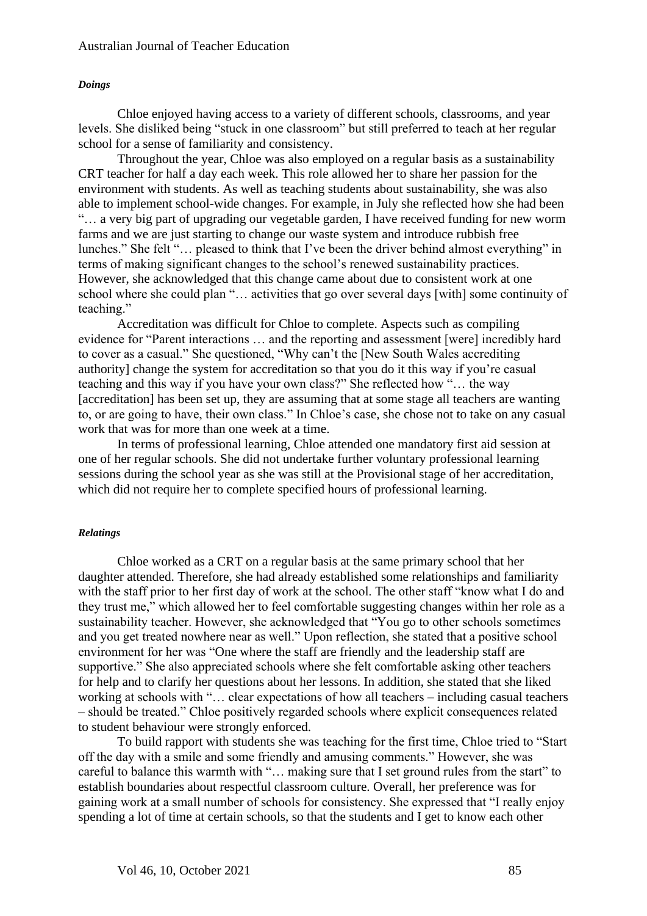### *Doings*

Chloe enjoyed having access to a variety of different schools, classrooms, and year levels. She disliked being "stuck in one classroom" but still preferred to teach at her regular school for a sense of familiarity and consistency.

Throughout the year, Chloe was also employed on a regular basis as a sustainability CRT teacher for half a day each week. This role allowed her to share her passion for the environment with students. As well as teaching students about sustainability, she was also able to implement school-wide changes. For example, in July she reflected how she had been "… a very big part of upgrading our vegetable garden, I have received funding for new worm farms and we are just starting to change our waste system and introduce rubbish free lunches." She felt "… pleased to think that I've been the driver behind almost everything" in terms of making significant changes to the school's renewed sustainability practices. However, she acknowledged that this change came about due to consistent work at one school where she could plan "… activities that go over several days [with] some continuity of teaching."

Accreditation was difficult for Chloe to complete. Aspects such as compiling evidence for "Parent interactions … and the reporting and assessment [were] incredibly hard to cover as a casual." She questioned, "Why can't the [New South Wales accrediting authority] change the system for accreditation so that you do it this way if you're casual teaching and this way if you have your own class?" She reflected how "… the way [accreditation] has been set up, they are assuming that at some stage all teachers are wanting to, or are going to have, their own class." In Chloe's case, she chose not to take on any casual work that was for more than one week at a time.

In terms of professional learning, Chloe attended one mandatory first aid session at one of her regular schools. She did not undertake further voluntary professional learning sessions during the school year as she was still at the Provisional stage of her accreditation, which did not require her to complete specified hours of professional learning.

### *Relatings*

Chloe worked as a CRT on a regular basis at the same primary school that her daughter attended. Therefore, she had already established some relationships and familiarity with the staff prior to her first day of work at the school. The other staff "know what I do and they trust me," which allowed her to feel comfortable suggesting changes within her role as a sustainability teacher. However, she acknowledged that "You go to other schools sometimes and you get treated nowhere near as well." Upon reflection, she stated that a positive school environment for her was "One where the staff are friendly and the leadership staff are supportive." She also appreciated schools where she felt comfortable asking other teachers for help and to clarify her questions about her lessons. In addition, she stated that she liked working at schools with "… clear expectations of how all teachers – including casual teachers – should be treated." Chloe positively regarded schools where explicit consequences related to student behaviour were strongly enforced.

To build rapport with students she was teaching for the first time, Chloe tried to "Start off the day with a smile and some friendly and amusing comments." However, she was careful to balance this warmth with "… making sure that I set ground rules from the start" to establish boundaries about respectful classroom culture. Overall, her preference was for gaining work at a small number of schools for consistency. She expressed that "I really enjoy spending a lot of time at certain schools, so that the students and I get to know each other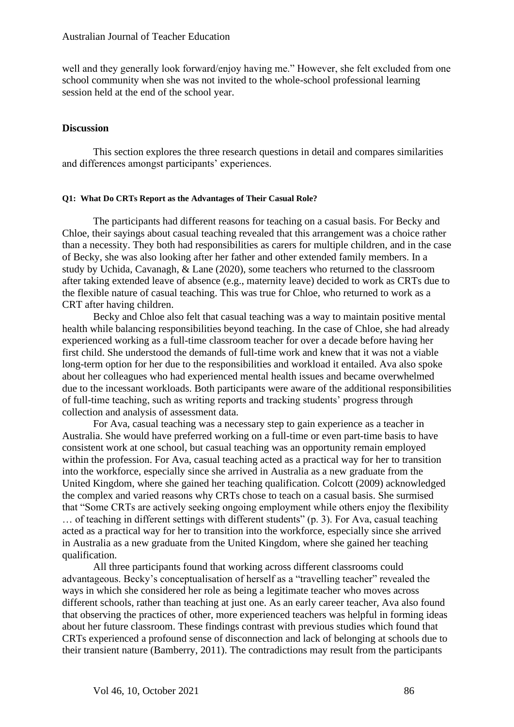well and they generally look forward/enjoy having me." However, she felt excluded from one school community when she was not invited to the whole-school professional learning session held at the end of the school year.

## Discussion

This section explores the three research questions in detail and compares similarities and differences amongst participants' experiences.

#### Q1: What Do CRTs Report as the Advantages of Their Casual Role?

The participants had different reasons for teaching on a casual basis. For Becky and Chloe, their sayings about casual teaching revealed that this arrangement was a choice rather than a necessity. They both had responsibilities as carers for multiple children, and in the case of Becky, she was also looking after her father and other extended family members. In a study by Uchida, Cavanagh, & Lane (2020), some teachers who returned to the classroom after taking extended leave of absence (e.g., maternity leave) decided to work as CRTs due to the flexible nature of casual teaching. This was true for Chloe, who returned to work as a CRT after having children.

Becky and Chloe also felt that casual teaching was a way to maintain positive mental health while balancing responsibilities beyond teaching. In the case of Chloe, she had already experienced working as a full-time classroom teacher for over a decade before having her first child. She understood the demands of full-time work and knew that it was not a viable long-term option for her due to the responsibilities and workload it entailed. Ava also spoke about her colleagues who had experienced mental health issues and became overwhelmed due to the incessant workloads. Both participants were aware of the additional responsibilities of full-time teaching, such as writing reports and tracking students' progress through collection and analysis of assessment data.

For Ava, casual teaching was a necessary step to gain experience as a teacher in Australia. She would have preferred working on a full-time or even part-time basis to have consistent work at one school, but casual teaching was an opportunity remain employed within the profession. For Ava, casual teaching acted as a practical way for her to transition into the workforce, especially since she arrived in Australia as a new graduate from the United Kingdom, where she gained her teaching qualification. Colcott (2009) acknowledged the complex and varied reasons why CRTs chose to teach on a casual basis. She surmised that "Some CRTs are actively seeking ongoing employment while others enjoy the flexibility … of teaching in different settings with different students" (p. 3). For Ava, casual teaching acted as a practical way for her to transition into the workforce, especially since she arrived in Australia as a new graduate from the United Kingdom, where she gained her teaching qualification.

All three participants found that working across different classrooms could advantageous. Becky's conceptualisation of herself as a "travelling teacher" revealed the ways in which she considered her role as being a legitimate teacher who moves across different schools, rather than teaching at just one. As an early career teacher, Ava also found that observing the practices of other, more experienced teachers was helpful in forming ideas about her future classroom. These findings contrast with previous studies which found that CRTs experienced a profound sense of disconnection and lack of belonging at schools due to their transient nature (Bamberry, 2011). The contradictions may result from the participants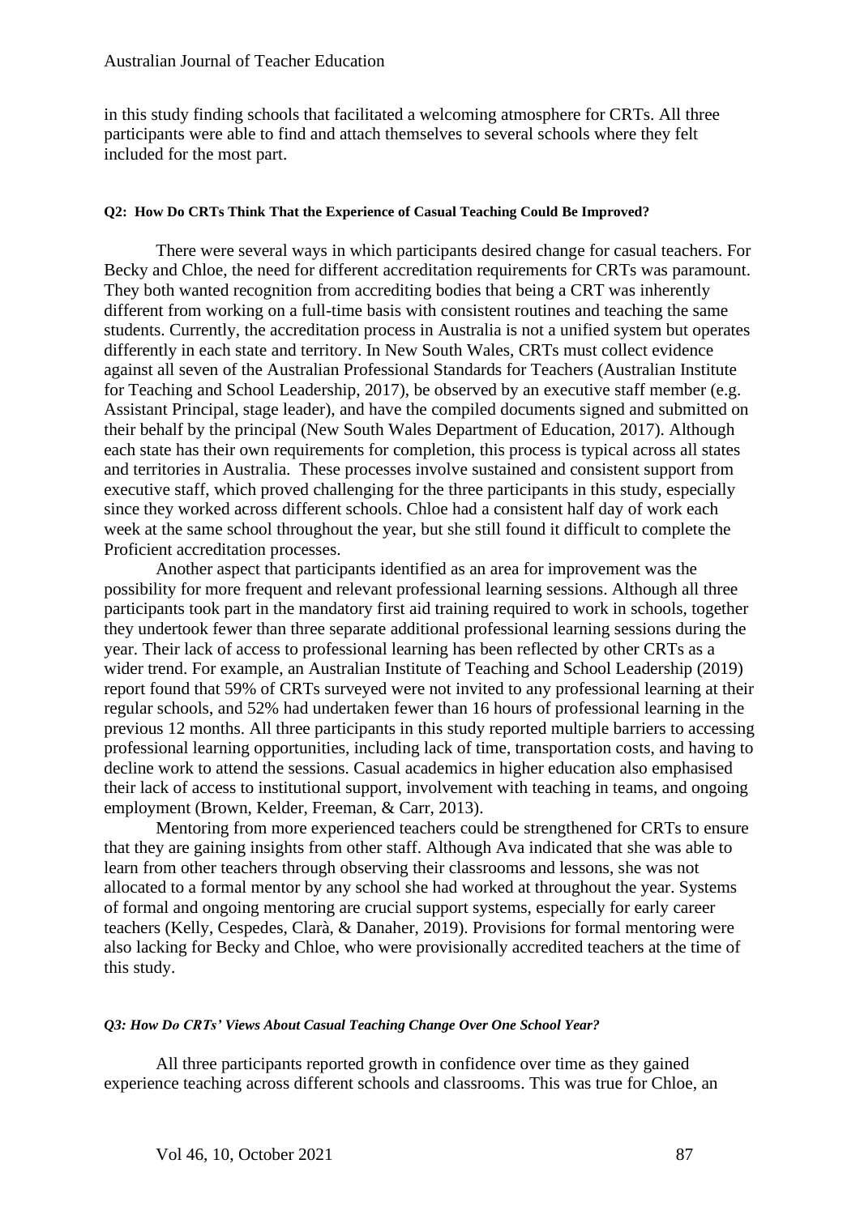in this study finding schools that facilitated a welcoming atmosphere for CRTs. All three participants were able to find and attach themselves to several schools where they felt included for the most part.

#### Q2: How Do CRTs Think That the Experience of Casual Teaching Could Be Improved?

There were several ways in which participants desired change for casual teachers. For Becky and Chloe, the need for different accreditation requirements for CRTs was paramount. They both wanted recognition from accrediting bodies that being a CRT was inherently different from working on a full-time basis with consistent routines and teaching the same students. Currently, the accreditation process in Australia is not a unified system but operates differently in each state and territory. In New South Wales, CRTs must collect evidence against all seven of the Australian Professional Standards for Teachers (Australian Institute for Teaching and School Leadership, 2017), be observed by an executive staff member (e.g. Assistant Principal, stage leader), and have the compiled documents signed and submitted on their behalf by the principal (New South Wales Department of Education, 2017). Although each state has their own requirements for completion, this process is typical across all states and territories in Australia. These processes involve sustained and consistent support from executive staff, which proved challenging for the three participants in this study, especially since they worked across different schools. Chloe had a consistent half day of work each week at the same school throughout the year, but she still found it difficult to complete the Proficient accreditation processes.

Another aspect that participants identified as an area for improvement was the possibility for more frequent and relevant professional learning sessions. Although all three participants took part in the mandatory first aid training required to work in schools, together they undertook fewer than three separate additional professional learning sessions during the year. Their lack of access to professional learning has been reflected by other CRTs as a wider trend. For example, an Australian Institute of Teaching and School Leadership (2019) report found that 59% of CRTs surveyed were not invited to any professional learning at their regular schools, and 52% had undertaken fewer than 16 hours of professional learning in the previous 12 months. All three participants in this study reported multiple barriers to accessing professional learning opportunities, including lack of time, transportation costs, and having to decline work to attend the sessions. Casual academics in higher education also emphasised their lack of access to institutional support, involvement with teaching in teams, and ongoing employment (Brown, Kelder, Freeman, & Carr, 2013).

Mentoring from more experienced teachers could be strengthened for CRTs to ensure that they are gaining insights from other staff. Although Ava indicated that she was able to learn from other teachers through observing their classrooms and lessons, she was not allocated to a formal mentor by any school she had worked at throughout the year. Systems of formal and ongoing mentoring are crucial support systems, especially for early career teachers (Kelly, Cespedes, Clarà, & Danaher, 2019). Provisions for formal mentoring were also lacking for Becky and Chloe, who were provisionally accredited teachers at the time of this study.

#### *Q3: How Do CRTs' Views About Casual Teaching Change Over One School Year?*

All three participants reported growth in confidence over time as they gained experience teaching across different schools and classrooms. This was true for Chloe, an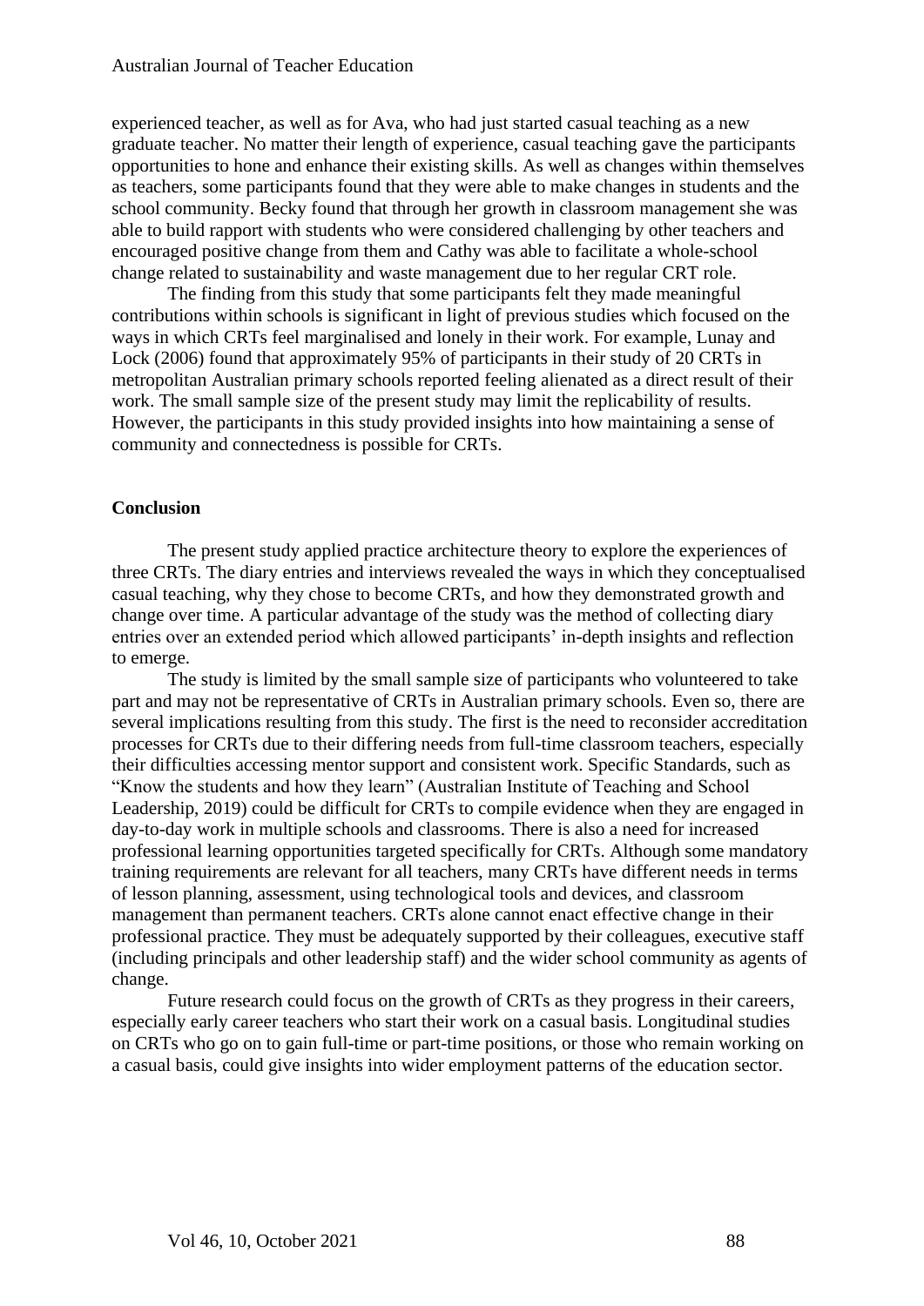experienced teacher, as well as for Ava, who had just started casual teaching as a new graduate teacher. No matter their length of experience, casual teaching gave the participants opportunities to hone and enhance their existing skills. As well as changes within themselves as teachers, some participants found that they were able to make changes in students and the school community. Becky found that through her growth in classroom management she was able to build rapport with students who were considered challenging by other teachers and encouraged positive change from them and Cathy was able to facilitate a whole-school change related to sustainability and waste management due to her regular CRT role.

The finding from this study that some participants felt they made meaningful contributions within schools is significant in light of previous studies which focused on the ways in which CRTs feel marginalised and lonely in their work. For example, Lunay and Lock (2006) found that approximately 95% of participants in their study of 20 CRTs in metropolitan Australian primary schools reported feeling alienated as a direct result of their work. The small sample size of the present study may limit the replicability of results. However, the participants in this study provided insights into how maintaining a sense of community and connectedness is possible for CRTs.

## Conclusion

The present study applied practice architecture theory to explore the experiences of three CRTs. The diary entries and interviews revealed the ways in which they conceptualised casual teaching, why they chose to become CRTs, and how they demonstrated growth and change over time. A particular advantage of the study was the method of collecting diary entries over an extended period which allowed participants' in-depth insights and reflection to emerge.

The study is limited by the small sample size of participants who volunteered to take part and may not be representative of CRTs in Australian primary schools. Even so, there are several implications resulting from this study. The first is the need to reconsider accreditation processes for CRTs due to their differing needs from full-time classroom teachers, especially their difficulties accessing mentor support and consistent work. Specific Standards, such as "Know the students and how they learn" (Australian Institute of Teaching and School Leadership, 2019) could be difficult for CRTs to compile evidence when they are engaged in day-to-day work in multiple schools and classrooms. There is also a need for increased professional learning opportunities targeted specifically for CRTs. Although some mandatory training requirements are relevant for all teachers, many CRTs have different needs in terms of lesson planning, assessment, using technological tools and devices, and classroom management than permanent teachers. CRTs alone cannot enact effective change in their professional practice. They must be adequately supported by their colleagues, executive staff (including principals and other leadership staff) and the wider school community as agents of change.

Future research could focus on the growth of CRTs as they progress in their careers, especially early career teachers who start their work on a casual basis. Longitudinal studies on CRTs who go on to gain full-time or part-time positions, or those who remain working on a casual basis, could give insights into wider employment patterns of the education sector.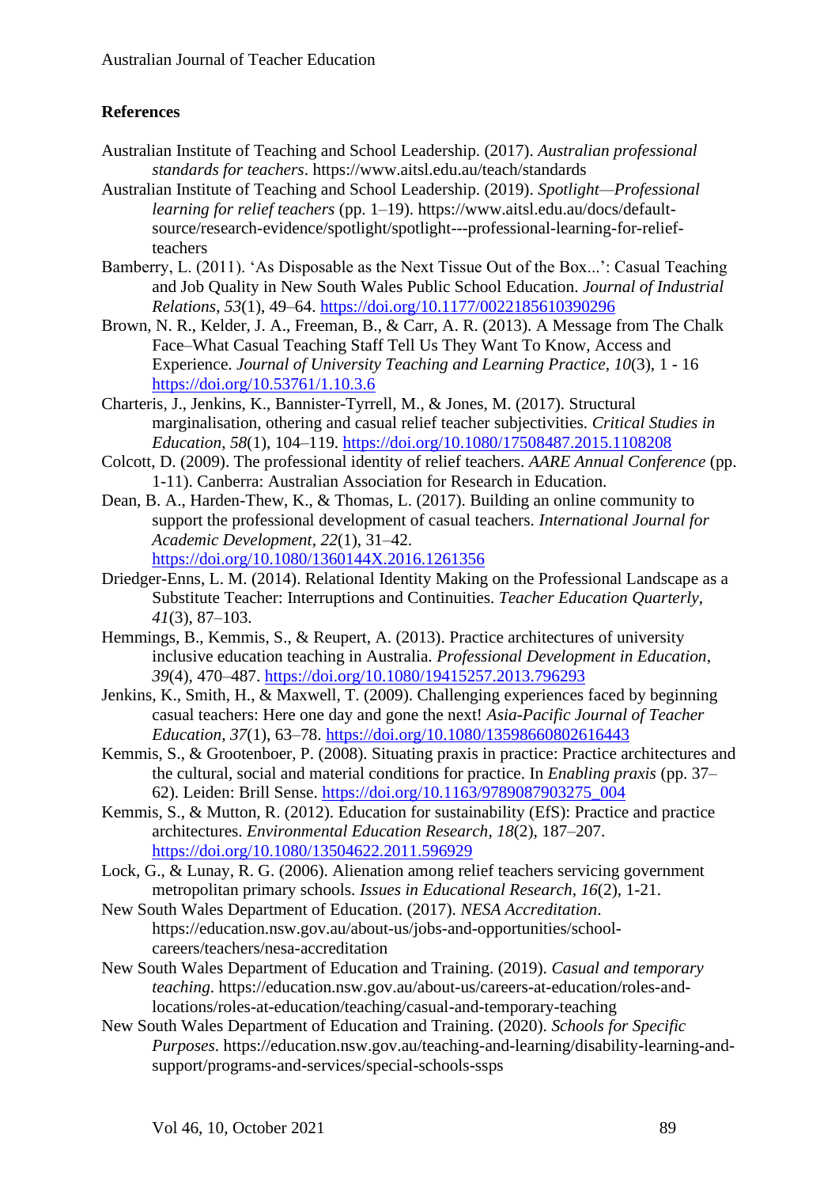## References

Australian Institute of Teaching and School Leadership. (2017). *Australian professional standards for teachers*. https://www.aitsl.edu.au/teach/standards

Australian Institute of Teaching and School Leadership. (2019). *Spotlight—Professional learning for relief teachers* (pp. 1–19). https://www.aitsl.edu.au/docs/default-source/research-evidence/spotlight/spotlight---professional-learning-for-relief-teachers

Bamberry, L. (2011). 'As Disposable as the Next Tissue Out of the Box...': Casual Teaching and Job Quality in New South Wales Public School Education. *Journal of Industrial Relations*, *53*(1), 49–64. https://doi.org/10.1177/0022185610390296

Brown, N. R., Kelder, J. A., Freeman, B., & Carr, A. R. (2013). A Message from The Chalk Face–What Casual Teaching Staff Tell Us They Want To Know, Access and Experience. *Journal of University Teaching and Learning Practice*, *10*(3), 1 - 16 https://doi.org/10.53761/1.10.3.6

Charteris, J., Jenkins, K., Bannister-Tyrrell, M., & Jones, M. (2017). Structural marginalisation, othering and casual relief teacher subjectivities. *Critical Studies in Education*, *58*(1), 104–119. https://doi.org/10.1080/17508487.2015.1108208

Colcott, D. (2009). The professional identity of relief teachers. *AARE Annual Conference* (pp. 1-11). Canberra: Australian Association for Research in Education.

Dean, B. A., Harden-Thew, K., & Thomas, L. (2017). Building an online community to support the professional development of casual teachers. *International Journal for Academic Development*, *22*(1), 31–42. https://doi.org/10.1080/1360144X.2016.1261356

Driedger-Enns, L. M. (2014). Relational Identity Making on the Professional Landscape as a Substitute Teacher: Interruptions and Continuities. *Teacher Education Quarterly*, *41*(3), 87–103.

Hemmings, B., Kemmis, S., & Reupert, A. (2013). Practice architectures of university inclusive education teaching in Australia. *Professional Development in Education*, *39*(4), 470–487. https://doi.org/10.1080/19415257.2013.796293

Jenkins, K., Smith, H., & Maxwell, T. (2009). Challenging experiences faced by beginning casual teachers: Here one day and gone the next! *Asia-Pacific Journal of Teacher Education*, *37*(1), 63–78. https://doi.org/10.1080/13598660802616443

Kemmis, S., & Grootenboer, P. (2008). Situating praxis in practice: Practice architectures and the cultural, social and material conditions for practice. In *Enabling praxis* (pp. 37–62). Leiden: Brill Sense. https://doi.org/10.1163/9789087903275_004

Kemmis, S., & Mutton, R. (2012). Education for sustainability (EfS): Practice and practice architectures. *Environmental Education Research*, *18*(2), 187–207. https://doi.org/10.1080/13504622.2011.596929

Lock, G., & Lunay, R. G. (2006). Alienation among relief teachers servicing government metropolitan primary schools. *Issues in Educational Research*, *16*(2), 1-21.

New South Wales Department of Education. (2017). *NESA Accreditation*. https://education.nsw.gov.au/about-us/jobs-and-opportunities/school-careers/teachers/nesa-accreditation

New South Wales Department of Education and Training. (2019). *Casual and temporary teaching*. https://education.nsw.gov.au/about-us/careers-at-education/roles-and-locations/roles-at-education/teaching/casual-and-temporary-teaching

New South Wales Department of Education and Training. (2020). *Schools for Specific Purposes*. https://education.nsw.gov.au/teaching-and-learning/disability-learning-and-support/programs-and-services/special-schools-ssps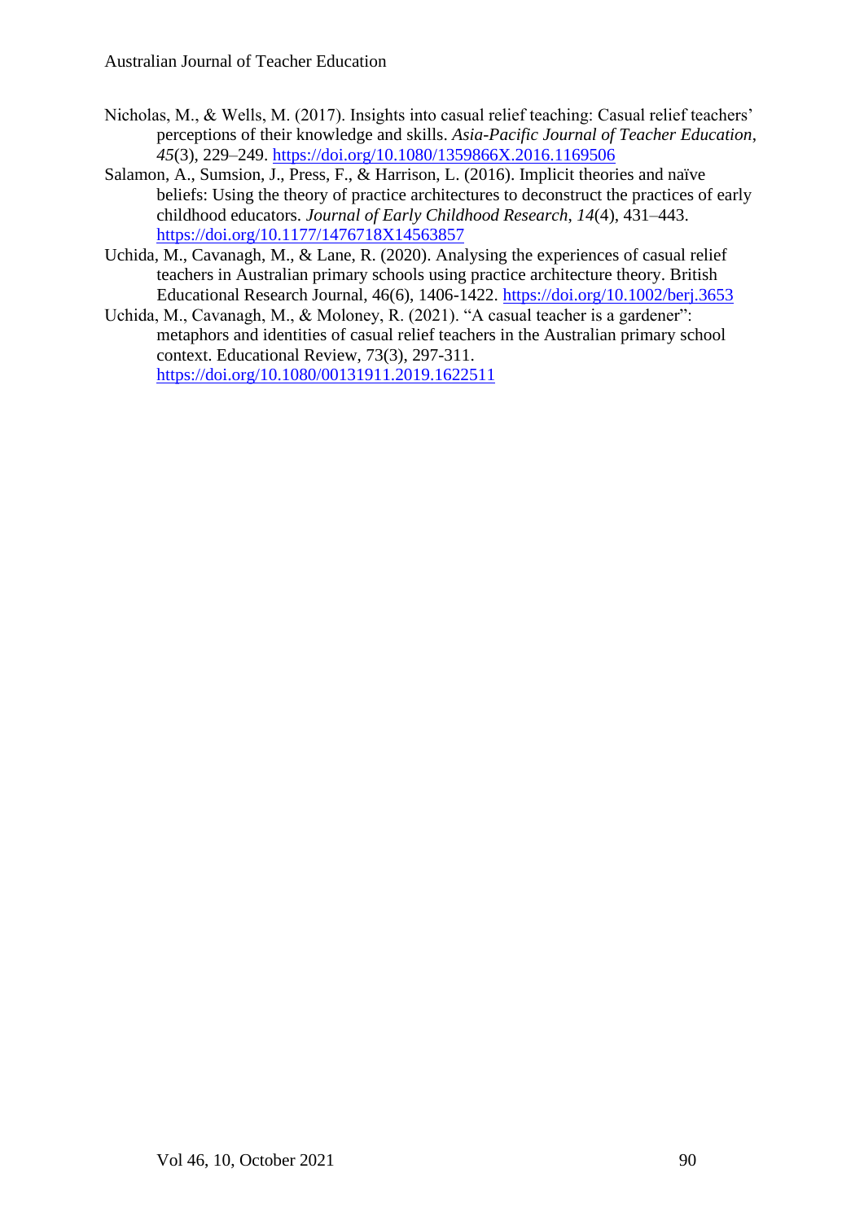Nicholas, M., & Wells, M. (2017). Insights into casual relief teaching: Casual relief teachers' perceptions of their knowledge and skills. *Asia-Pacific Journal of Teacher Education*, *45*(3), 229–249. https://doi.org/10.1080/1359866X.2016.1169506

Salamon, A., Sumsion, J., Press, F., & Harrison, L. (2016). Implicit theories and naïve beliefs: Using the theory of practice architectures to deconstruct the practices of early childhood educators. *Journal of Early Childhood Research*, *14*(4), 431–443. https://doi.org/10.1177/1476718X14563857

Uchida, M., Cavanagh, M., & Lane, R. (2020). Analysing the experiences of casual relief teachers in Australian primary schools using practice architecture theory. British Educational Research Journal, 46(6), 1406-1422. https://doi.org/10.1002/berj.3653

Uchida, M., Cavanagh, M., & Moloney, R. (2021). "A casual teacher is a gardener": metaphors and identities of casual relief teachers in the Australian primary school context. Educational Review, 73(3), 297-311. https://doi.org/10.1080/00131911.2019.1622511